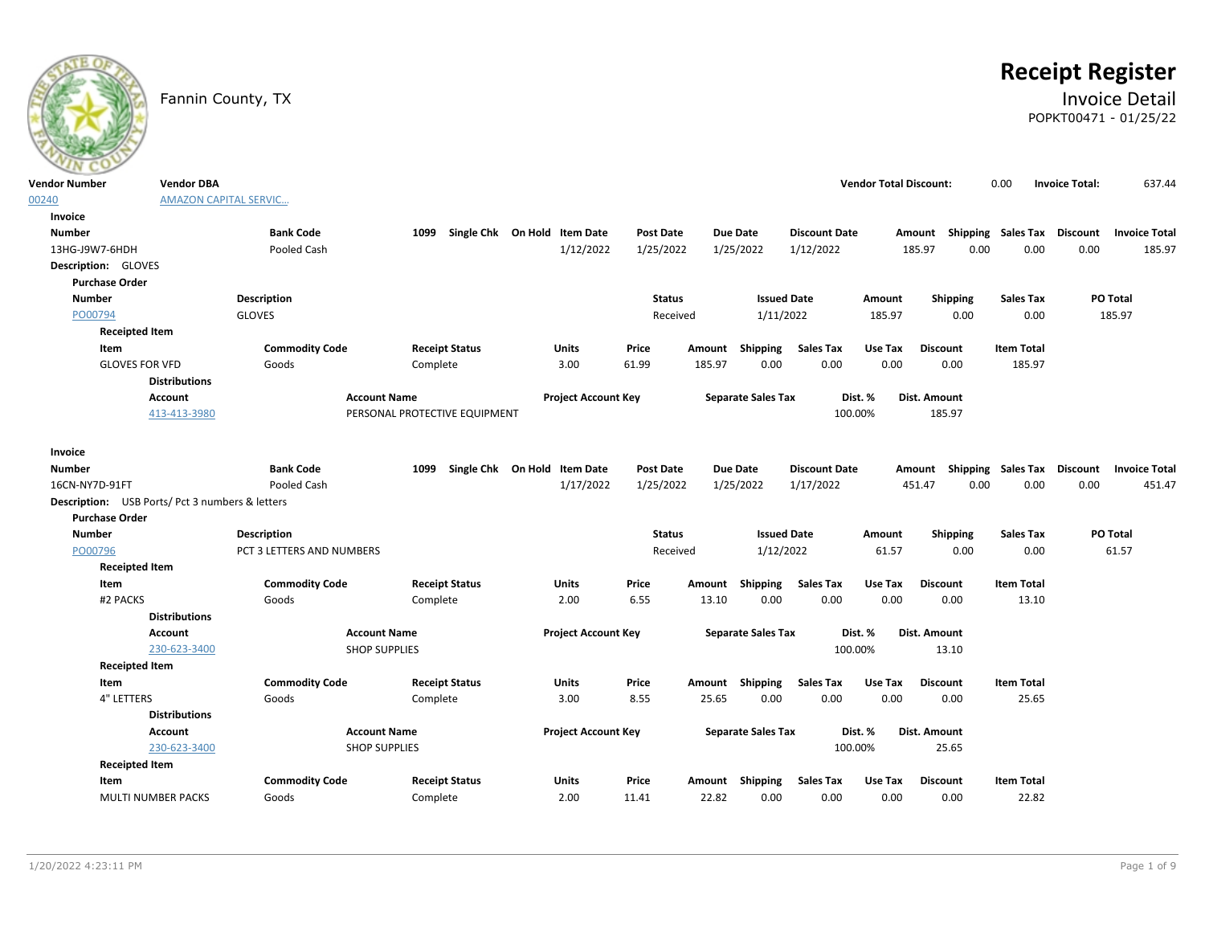Fannin County, TX

# Receipt Register

## Invoice Detail

POPKT00471 - 01/25/22

| Vendor Number | Vendor DBA | Vendor Total Discount: | Invoice Total: |
|---|---|---|---|
| 00240 | AMAZON CAPITAL SERVIC... | 0.00 | 637.44 |

**Invoice**

| Number | Bank Code | 1099 | Single Chk | On Hold | Item Date | Post Date | Due Date | Discount Date | Amount | Shipping | Sales Tax | Discount | Invoice Total |
|---|---|---|---|---|---|---|---|---|---|---|---|---|---|
| 13HG-J9W7-6HDH | Pooled Cash | | | | 1/12/2022 | 1/25/2022 | 1/25/2022 | 1/12/2022 | 185.97 | 0.00 | 0.00 | 0.00 | 185.97 |

**Description:** GLOVES

**Purchase Order**

| Number | Description | Status | Issued Date | Amount | Shipping | Sales Tax | PO Total |
|---|---|---|---|---|---|---|---|
| PO00794 | GLOVES | Received | 1/11/2022 | 185.97 | 0.00 | 0.00 | 185.97 |

**Receipted Item**

| Item | Commodity Code | Receipt Status | Units | Price | Amount | Shipping | Sales Tax | Use Tax | Discount | Item Total |
|---|---|---|---|---|---|---|---|---|---|---|
| GLOVES FOR VFD | Goods | Complete | 3.00 | 61.99 | 185.97 | 0.00 | 0.00 | 0.00 | 0.00 | 185.97 |

**Distributions**

| Account | Account Name | Project Account Key | Separate Sales Tax | Dist. % | Dist. Amount |
|---|---|---|---|---|---|
| 413-413-3980 | PERSONAL PROTECTIVE EQUIPMENT | | | 100.00% | 185.97 |

**Invoice**

| Number | Bank Code | 1099 | Single Chk | On Hold | Item Date | Post Date | Due Date | Discount Date | Amount | Shipping | Sales Tax | Discount | Invoice Total |
|---|---|---|---|---|---|---|---|---|---|---|---|---|---|
| 16CN-NY7D-91FT | Pooled Cash | | | | 1/17/2022 | 1/25/2022 | 1/25/2022 | 1/17/2022 | 451.47 | 0.00 | 0.00 | 0.00 | 451.47 |

**Description:** USB Ports/ Pct 3 numbers & letters

**Purchase Order**

| Number | Description | Status | Issued Date | Amount | Shipping | Sales Tax | PO Total |
|---|---|---|---|---|---|---|---|
| PO00796 | PCT 3 LETTERS AND NUMBERS | Received | 1/12/2022 | 61.57 | 0.00 | 0.00 | 61.57 |

**Receipted Item**

| Item | Commodity Code | Receipt Status | Units | Price | Amount | Shipping | Sales Tax | Use Tax | Discount | Item Total |
|---|---|---|---|---|---|---|---|---|---|---|
| #2 PACKS | Goods | Complete | 2.00 | 6.55 | 13.10 | 0.00 | 0.00 | 0.00 | 0.00 | 13.10 |

**Distributions**

| Account | Account Name | Project Account Key | Separate Sales Tax | Dist. % | Dist. Amount |
|---|---|---|---|---|---|
| 230-623-3400 | SHOP SUPPLIES | | | 100.00% | 13.10 |

**Receipted Item**

| Item | Commodity Code | Receipt Status | Units | Price | Amount | Shipping | Sales Tax | Use Tax | Discount | Item Total |
|---|---|---|---|---|---|---|---|---|---|---|
| 4" LETTERS | Goods | Complete | 3.00 | 8.55 | 25.65 | 0.00 | 0.00 | 0.00 | 0.00 | 25.65 |

**Distributions**

| Account | Account Name | Project Account Key | Separate Sales Tax | Dist. % | Dist. Amount |
|---|---|---|---|---|---|
| 230-623-3400 | SHOP SUPPLIES | | | 100.00% | 25.65 |

**Receipted Item**

| Item | Commodity Code | Receipt Status | Units | Price | Amount | Shipping | Sales Tax | Use Tax | Discount | Item Total |
|---|---|---|---|---|---|---|---|---|---|---|
| MULTI NUMBER PACKS | Goods | Complete | 2.00 | 11.41 | 22.82 | 0.00 | 0.00 | 0.00 | 0.00 | 22.82 |

1/20/2022 4:23:11 PM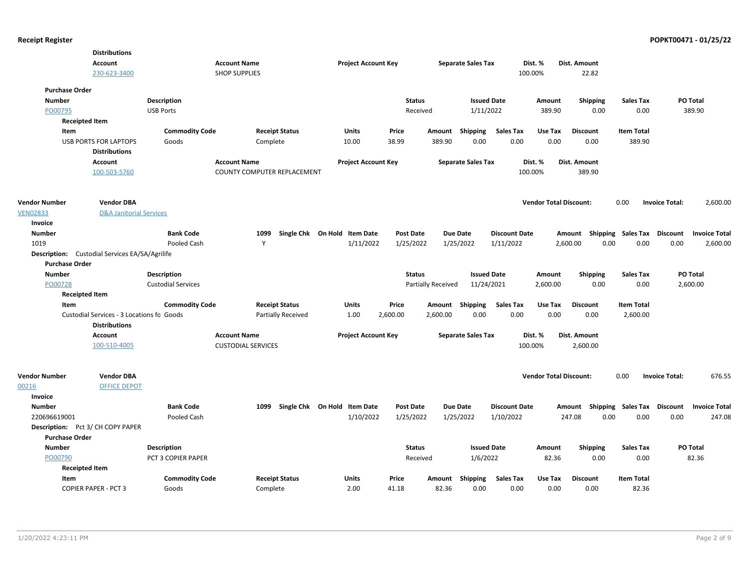**Receipt Register** — POPKT00471 - 01/25/22

**Distributions**

| Account | Account Name | Project Account Key | Separate Sales Tax | Dist. % | Dist. Amount |
|---|---|---|---|---|---|
| 230-623-3400 | SHOP SUPPLIES | | | 100.00% | 22.82 |

**Purchase Order**

| Number | Description | Status | Issued Date | Amount | Shipping | Sales Tax | PO Total |
|---|---|---|---|---|---|---|---|
| PO00795 | USB Ports | Received | 1/11/2022 | 389.90 | 0.00 | 0.00 | 389.90 |

**Receipted Item**

| Item | Commodity Code | Receipt Status | Units | Price | Amount | Shipping | Sales Tax | Use Tax | Discount | Item Total |
|---|---|---|---|---|---|---|---|---|---|---|
| USB PORTS FOR LAPTOPS | Goods | Complete | 10.00 | 38.99 | 389.90 | 0.00 | 0.00 | 0.00 | 0.00 | 389.90 |

**Distributions**

| Account | Account Name | Project Account Key | Separate Sales Tax | Dist. % | Dist. Amount |
|---|---|---|---|---|---|
| 100-503-5760 | COUNTY COMPUTER REPLACEMENT | | | 100.00% | 389.90 |

---

| Vendor Number | Vendor DBA | Vendor Total Discount: | Invoice Total: |
|---|---|---|---|
| VEN02833 | D&A Janitorial Services | 0.00 | 2,600.00 |

**Invoice**

| Number | Bank Code | 1099 | Single Chk | On Hold | Item Date | Post Date | Due Date | Discount Date | Amount | Shipping | Sales Tax | Discount | Invoice Total |
|---|---|---|---|---|---|---|---|---|---|---|---|---|---|
| 1019 | Pooled Cash | Y | | | 1/11/2022 | 1/25/2022 | 1/25/2022 | 1/11/2022 | 2,600.00 | 0.00 | 0.00 | 0.00 | 2,600.00 |

**Description:** Custodial Services EA/SA/Agrilife

**Purchase Order**

| Number | Description | Status | Issued Date | Amount | Shipping | Sales Tax | PO Total |
|---|---|---|---|---|---|---|---|
| PO00728 | Custodial Services | Partially Received | 11/24/2021 | 2,600.00 | 0.00 | 0.00 | 2,600.00 |

**Receipted Item**

| Item | Commodity Code | Receipt Status | Units | Price | Amount | Shipping | Sales Tax | Use Tax | Discount | Item Total |
|---|---|---|---|---|---|---|---|---|---|---|
| Custodial Services - 3 Locations fo | Goods | Partially Received | 1.00 | 2,600.00 | 2,600.00 | 0.00 | 0.00 | 0.00 | 0.00 | 2,600.00 |

**Distributions**

| Account | Account Name | Project Account Key | Separate Sales Tax | Dist. % | Dist. Amount |
|---|---|---|---|---|---|
| 100-510-4005 | CUSTODIAL SERVICES | | | 100.00% | 2,600.00 |

---

| Vendor Number | Vendor DBA | Vendor Total Discount: | Invoice Total: |
|---|---|---|---|
| 00216 | OFFICE DEPOT | 0.00 | 676.55 |

**Invoice**

| Number | Bank Code | 1099 | Single Chk | On Hold | Item Date | Post Date | Due Date | Discount Date | Amount | Shipping | Sales Tax | Discount | Invoice Total |
|---|---|---|---|---|---|---|---|---|---|---|---|---|---|
| 220696619001 | Pooled Cash | | | | 1/10/2022 | 1/25/2022 | 1/25/2022 | 1/10/2022 | 247.08 | 0.00 | 0.00 | 0.00 | 247.08 |

**Description:** Pct 3/ CH COPY PAPER

**Purchase Order**

| Number | Description | Status | Issued Date | Amount | Shipping | Sales Tax | PO Total |
|---|---|---|---|---|---|---|---|
| PO00790 | PCT 3 COPIER PAPER | Received | 1/6/2022 | 82.36 | 0.00 | 0.00 | 82.36 |

**Receipted Item**

| Item | Commodity Code | Receipt Status | Units | Price | Amount | Shipping | Sales Tax | Use Tax | Discount | Item Total |
|---|---|---|---|---|---|---|---|---|---|---|
| COPIER PAPER - PCT 3 | Goods | Complete | 2.00 | 41.18 | 82.36 | 0.00 | 0.00 | 0.00 | 0.00 | 82.36 |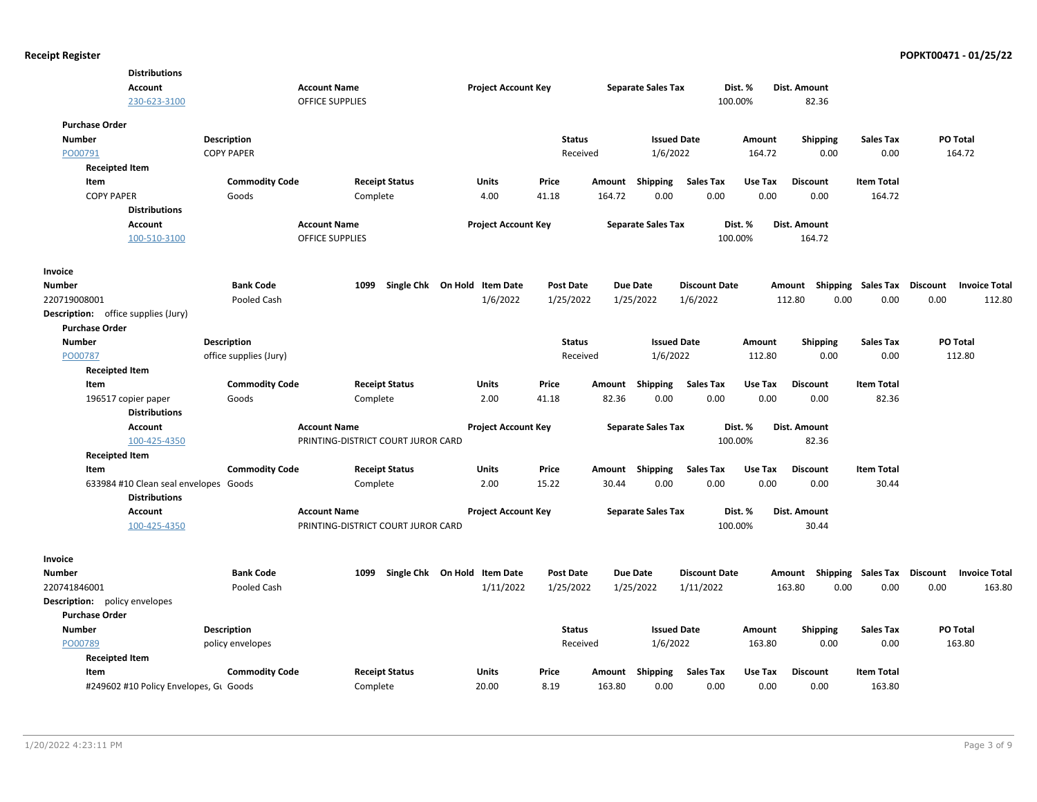**Distributions**

| Account | Account Name | Project Account Key | Separate Sales Tax | Dist. % | Dist. Amount |
|---|---|---|---|---|---|
| 230-623-3100 | OFFICE SUPPLIES | | | 100.00% | 82.36 |

**Purchase Order**

| Number | Description | Status | Issued Date | Amount | Shipping | Sales Tax | PO Total |
|---|---|---|---|---|---|---|---|
| PO00791 | COPY PAPER | Received | 1/6/2022 | 164.72 | 0.00 | 0.00 | 164.72 |

**Receipted Item**

| Item | Commodity Code | Receipt Status | Units | Price | Amount | Shipping | Sales Tax | Use Tax | Discount | Item Total |
|---|---|---|---|---|---|---|---|---|---|---|
| COPY PAPER | Goods | Complete | 4.00 | 41.18 | 164.72 | 0.00 | 0.00 | 0.00 | 0.00 | 164.72 |

**Distributions**

| Account | Account Name | Project Account Key | Separate Sales Tax | Dist. % | Dist. Amount |
|---|---|---|---|---|---|
| 100-510-3100 | OFFICE SUPPLIES | | | 100.00% | 164.72 |

**Invoice**

| Number | Bank Code | 1099 | Single Chk | On Hold | Item Date | Post Date | Due Date | Discount Date | Amount | Shipping | Sales Tax | Discount | Invoice Total |
|---|---|---|---|---|---|---|---|---|---|---|---|---|---|
| 220719008001 | Pooled Cash | | | | 1/6/2022 | 1/25/2022 | 1/25/2022 | 1/6/2022 | 112.80 | 0.00 | 0.00 | 0.00 | 112.80 |

**Description:** office supplies (Jury)

**Purchase Order**

| Number | Description | Status | Issued Date | Amount | Shipping | Sales Tax | PO Total |
|---|---|---|---|---|---|---|---|
| PO00787 | office supplies (Jury) | Received | 1/6/2022 | 112.80 | 0.00 | 0.00 | 112.80 |

**Receipted Item**

| Item | Commodity Code | Receipt Status | Units | Price | Amount | Shipping | Sales Tax | Use Tax | Discount | Item Total |
|---|---|---|---|---|---|---|---|---|---|---|
| 196517 copier paper | Goods | Complete | 2.00 | 41.18 | 82.36 | 0.00 | 0.00 | 0.00 | 0.00 | 82.36 |

**Distributions**

| Account | Account Name | Project Account Key | Separate Sales Tax | Dist. % | Dist. Amount |
|---|---|---|---|---|---|
| 100-425-4350 | PRINTING-DISTRICT COURT JUROR CARD | | | 100.00% | 82.36 |

**Receipted Item**

| Item | Commodity Code | Receipt Status | Units | Price | Amount | Shipping | Sales Tax | Use Tax | Discount | Item Total |
|---|---|---|---|---|---|---|---|---|---|---|
| 633984 #10 Clean seal envelopes | Goods | Complete | 2.00 | 15.22 | 30.44 | 0.00 | 0.00 | 0.00 | 0.00 | 30.44 |

**Distributions**

| Account | Account Name | Project Account Key | Separate Sales Tax | Dist. % | Dist. Amount |
|---|---|---|---|---|---|
| 100-425-4350 | PRINTING-DISTRICT COURT JUROR CARD | | | 100.00% | 30.44 |

**Invoice**

| Number | Bank Code | 1099 | Single Chk | On Hold | Item Date | Post Date | Due Date | Discount Date | Amount | Shipping | Sales Tax | Discount | Invoice Total |
|---|---|---|---|---|---|---|---|---|---|---|---|---|---|
| 220741846001 | Pooled Cash | | | | 1/11/2022 | 1/25/2022 | 1/25/2022 | 1/11/2022 | 163.80 | 0.00 | 0.00 | 0.00 | 163.80 |

**Description:** policy envelopes

**Purchase Order**

| Number | Description | Status | Issued Date | Amount | Shipping | Sales Tax | PO Total |
|---|---|---|---|---|---|---|---|
| PO00789 | policy envelopes | Received | 1/6/2022 | 163.80 | 0.00 | 0.00 | 163.80 |

**Receipted Item**

| Item | Commodity Code | Receipt Status | Units | Price | Amount | Shipping | Sales Tax | Use Tax | Discount | Item Total |
|---|---|---|---|---|---|---|---|---|---|---|
| #249602 #10 Policy Envelopes, Gu | Goods | Complete | 20.00 | 8.19 | 163.80 | 0.00 | 0.00 | 0.00 | 0.00 | 163.80 |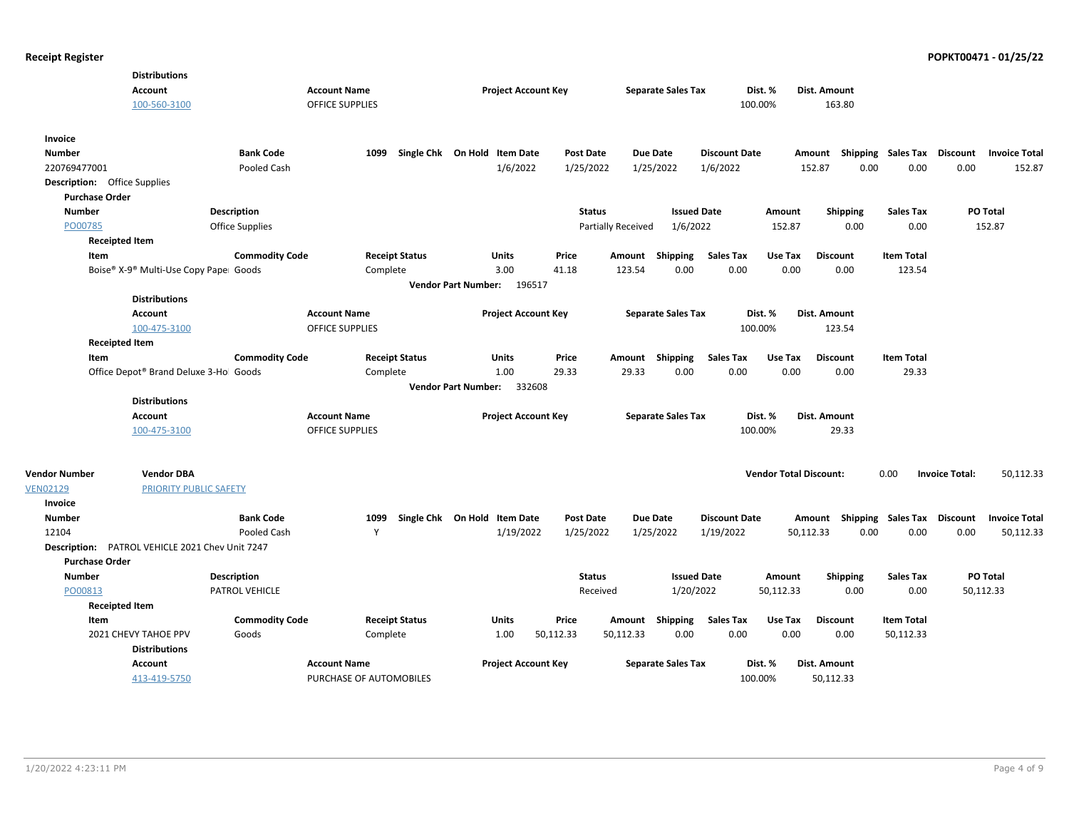**Distributions**

| Account | Account Name | Project Account Key | Separate Sales Tax | Dist. % | Dist. Amount |
|---|---|---|---|---|---|
| 100-560-3100 | OFFICE SUPPLIES | | | 100.00% | 163.80 |

**Invoice**

| Number | Bank Code | 1099 | Single Chk | On Hold | Item Date | Post Date | Due Date | Discount Date | Amount | Shipping | Sales Tax | Discount | Invoice Total |
|---|---|---|---|---|---|---|---|---|---|---|---|---|---|
| 220769477001 | Pooled Cash | | | | 1/6/2022 | 1/25/2022 | 1/25/2022 | 1/6/2022 | 152.87 | 0.00 | 0.00 | 0.00 | 152.87 |

**Description:** Office Supplies

**Purchase Order**

| Number | Description | Status | Issued Date | Amount | Shipping | Sales Tax | PO Total |
|---|---|---|---|---|---|---|---|
| PO00785 | Office Supplies | Partially Received | 1/6/2022 | 152.87 | 0.00 | 0.00 | 152.87 |

**Receipted Item**

| Item | Commodity Code | Receipt Status | Units | Price | Amount | Shipping | Sales Tax | Use Tax | Discount | Item Total |
|---|---|---|---|---|---|---|---|---|---|---|
| Boise® X-9® Multi-Use Copy Pape | Goods | Complete | 3.00 | 41.18 | 123.54 | 0.00 | 0.00 | 0.00 | 0.00 | 123.54 |

**Vendor Part Number:** 196517

**Distributions**

| Account | Account Name | Project Account Key | Separate Sales Tax | Dist. % | Dist. Amount |
|---|---|---|---|---|---|
| 100-475-3100 | OFFICE SUPPLIES | | | 100.00% | 123.54 |

**Receipted Item**

| Item | Commodity Code | Receipt Status | Units | Price | Amount | Shipping | Sales Tax | Use Tax | Discount | Item Total |
|---|---|---|---|---|---|---|---|---|---|---|
| Office Depot® Brand Deluxe 3-Ho | Goods | Complete | 1.00 | 29.33 | 29.33 | 0.00 | 0.00 | 0.00 | 0.00 | 29.33 |

**Vendor Part Number:** 332608

**Distributions**

| Account | Account Name | Project Account Key | Separate Sales Tax | Dist. % | Dist. Amount |
|---|---|---|---|---|---|
| 100-475-3100 | OFFICE SUPPLIES | | | 100.00% | 29.33 |

| Vendor Number | Vendor DBA | Vendor Total Discount: | 0.00 | Invoice Total: | 50,112.33 |
|---|---|---|---|---|---|
| VEN02129 | PRIORITY PUBLIC SAFETY | | | | |

**Invoice**

| Number | Bank Code | 1099 | Single Chk | On Hold | Item Date | Post Date | Due Date | Discount Date | Amount | Shipping | Sales Tax | Discount | Invoice Total |
|---|---|---|---|---|---|---|---|---|---|---|---|---|---|
| 12104 | Pooled Cash | Y | | | 1/19/2022 | 1/25/2022 | 1/25/2022 | 1/19/2022 | 50,112.33 | 0.00 | 0.00 | 0.00 | 50,112.33 |

**Description:** PATROL VEHICLE 2021 Chev Unit 7247

**Purchase Order**

| Number | Description | Status | Issued Date | Amount | Shipping | Sales Tax | PO Total |
|---|---|---|---|---|---|---|---|
| PO00813 | PATROL VEHICLE | Received | 1/20/2022 | 50,112.33 | 0.00 | 0.00 | 50,112.33 |

**Receipted Item**

| Item | Commodity Code | Receipt Status | Units | Price | Amount | Shipping | Sales Tax | Use Tax | Discount | Item Total |
|---|---|---|---|---|---|---|---|---|---|---|
| 2021 CHEVY TAHOE PPV | Goods | Complete | 1.00 | 50,112.33 | 50,112.33 | 0.00 | 0.00 | 0.00 | 0.00 | 50,112.33 |

**Distributions**

| Account | Account Name | Project Account Key | Separate Sales Tax | Dist. % | Dist. Amount |
|---|---|---|---|---|---|
| 413-419-5750 | PURCHASE OF AUTOMOBILES | | | 100.00% | 50,112.33 |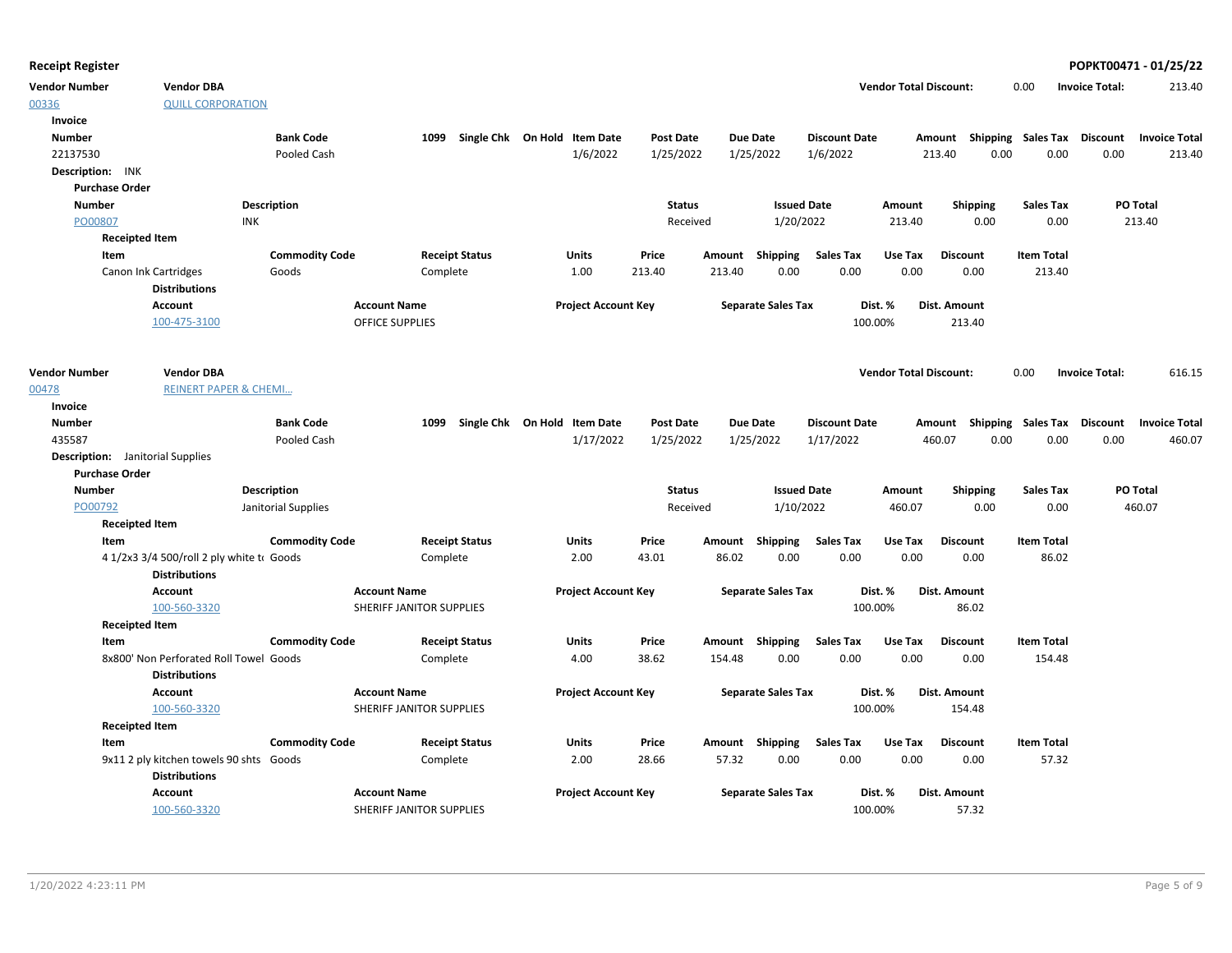**Receipt Register** — POPKT00471 - 01/25/22

| Vendor Number | Vendor DBA | Vendor Total Discount: | 0.00 | Invoice Total: | 213.40 |
|---|---|---|---|---|---|
| 00336 | QUILL CORPORATION | | | | |

**Invoice**

| Number | Bank Code | 1099 | Single Chk | On Hold | Item Date | Post Date | Due Date | Discount Date | Amount | Shipping | Sales Tax | Discount | Invoice Total |
|---|---|---|---|---|---|---|---|---|---|---|---|---|---|
| 22137530 | Pooled Cash | | | | 1/6/2022 | 1/25/2022 | 1/25/2022 | 1/6/2022 | 213.40 | 0.00 | 0.00 | 0.00 | 213.40 |

**Description:** INK

**Purchase Order**

| Number | Description | Status | Issued Date | Amount | Shipping | Sales Tax | PO Total |
|---|---|---|---|---|---|---|---|
| PO00807 | INK | Received | 1/20/2022 | 213.40 | 0.00 | 0.00 | 213.40 |

**Receipted Item**

| Item | Commodity Code | Receipt Status | Units | Price | Amount | Shipping | Sales Tax | Use Tax | Discount | Item Total |
|---|---|---|---|---|---|---|---|---|---|---|
| Canon Ink Cartridges | Goods | Complete | 1.00 | 213.40 | 213.40 | 0.00 | 0.00 | 0.00 | 0.00 | 213.40 |

**Distributions**

| Account | Account Name | Project Account Key | Separate Sales Tax | Dist. % | Dist. Amount |
|---|---|---|---|---|---|
| 100-475-3100 | OFFICE SUPPLIES | | | 100.00% | 213.40 |

| Vendor Number | Vendor DBA | Vendor Total Discount: | 0.00 | Invoice Total: | 616.15 |
|---|---|---|---|---|---|
| 00478 | REINERT PAPER & CHEMI... | | | | |

**Invoice**

| Number | Bank Code | 1099 | Single Chk | On Hold | Item Date | Post Date | Due Date | Discount Date | Amount | Shipping | Sales Tax | Discount | Invoice Total |
|---|---|---|---|---|---|---|---|---|---|---|---|---|---|
| 435587 | Pooled Cash | | | | 1/17/2022 | 1/25/2022 | 1/25/2022 | 1/17/2022 | 460.07 | 0.00 | 0.00 | 0.00 | 460.07 |

**Description:** Janitorial Supplies

**Purchase Order**

| Number | Description | Status | Issued Date | Amount | Shipping | Sales Tax | PO Total |
|---|---|---|---|---|---|---|---|
| PO00792 | Janitorial Supplies | Received | 1/10/2022 | 460.07 | 0.00 | 0.00 | 460.07 |

**Receipted Item**

| Item | Commodity Code | Receipt Status | Units | Price | Amount | Shipping | Sales Tax | Use Tax | Discount | Item Total |
|---|---|---|---|---|---|---|---|---|---|---|
| 4 1/2x3 3/4 500/roll 2 ply white t | Goods | Complete | 2.00 | 43.01 | 86.02 | 0.00 | 0.00 | 0.00 | 0.00 | 86.02 |

**Distributions**

| Account | Account Name | Project Account Key | Separate Sales Tax | Dist. % | Dist. Amount |
|---|---|---|---|---|---|
| 100-560-3320 | SHERIFF JANITOR SUPPLIES | | | 100.00% | 86.02 |

**Receipted Item**

| Item | Commodity Code | Receipt Status | Units | Price | Amount | Shipping | Sales Tax | Use Tax | Discount | Item Total |
|---|---|---|---|---|---|---|---|---|---|---|
| 8x800' Non Perforated Roll Towel | Goods | Complete | 4.00 | 38.62 | 154.48 | 0.00 | 0.00 | 0.00 | 0.00 | 154.48 |

**Distributions**

| Account | Account Name | Project Account Key | Separate Sales Tax | Dist. % | Dist. Amount |
|---|---|---|---|---|---|
| 100-560-3320 | SHERIFF JANITOR SUPPLIES | | | 100.00% | 154.48 |

**Receipted Item**

| Item | Commodity Code | Receipt Status | Units | Price | Amount | Shipping | Sales Tax | Use Tax | Discount | Item Total |
|---|---|---|---|---|---|---|---|---|---|---|
| 9x11 2 ply kitchen towels 90 shts | Goods | Complete | 2.00 | 28.66 | 57.32 | 0.00 | 0.00 | 0.00 | 0.00 | 57.32 |

**Distributions**

| Account | Account Name | Project Account Key | Separate Sales Tax | Dist. % | Dist. Amount |
|---|---|---|---|---|---|
| 100-560-3320 | SHERIFF JANITOR SUPPLIES | | | 100.00% | 57.32 |

1/20/2022 4:23:11 PM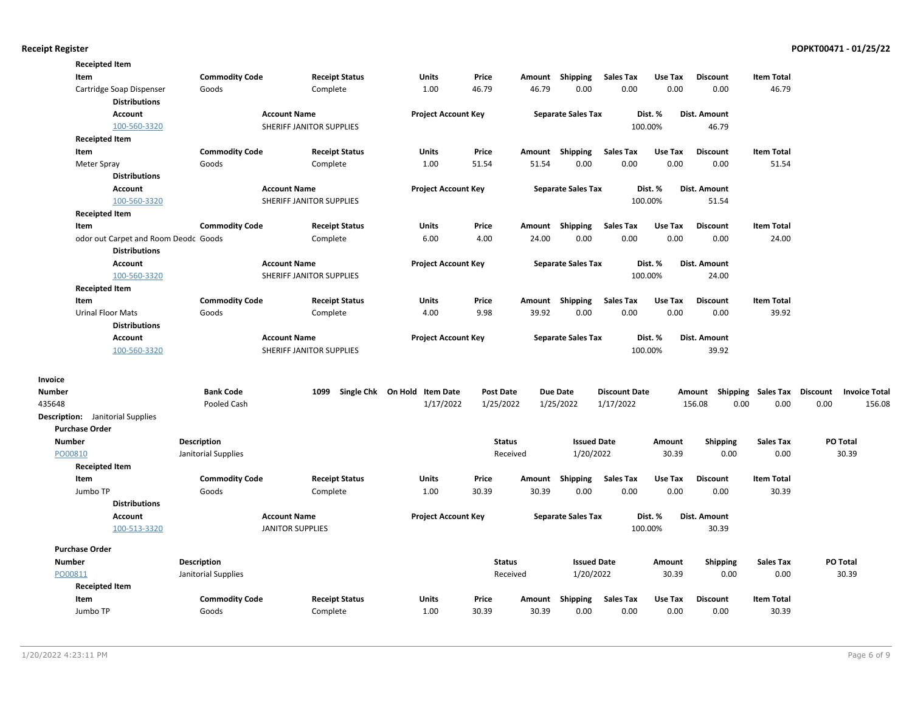**Receipted Item**

| Item | Commodity Code | Receipt Status | Units | Price | Amount | Shipping | Sales Tax | Use Tax | Discount | Item Total |
|---|---|---|---|---|---|---|---|---|---|---|
| Cartridge Soap Dispenser | Goods | Complete | 1.00 | 46.79 | 46.79 | 0.00 | 0.00 | 0.00 | 0.00 | 46.79 |

**Distributions**

| Account | Account Name | Project Account Key | Separate Sales Tax | Dist. % | Dist. Amount |
|---|---|---|---|---|---|
| 100-560-3320 | SHERIFF JANITOR SUPPLIES | | | 100.00% | 46.79 |

**Receipted Item**

| Item | Commodity Code | Receipt Status | Units | Price | Amount | Shipping | Sales Tax | Use Tax | Discount | Item Total |
|---|---|---|---|---|---|---|---|---|---|---|
| Meter Spray | Goods | Complete | 1.00 | 51.54 | 51.54 | 0.00 | 0.00 | 0.00 | 0.00 | 51.54 |

**Distributions**

| Account | Account Name | Project Account Key | Separate Sales Tax | Dist. % | Dist. Amount |
|---|---|---|---|---|---|
| 100-560-3320 | SHERIFF JANITOR SUPPLIES | | | 100.00% | 51.54 |

**Receipted Item**

| Item | Commodity Code | Receipt Status | Units | Price | Amount | Shipping | Sales Tax | Use Tax | Discount | Item Total |
|---|---|---|---|---|---|---|---|---|---|---|
| odor out Carpet and Room Deodc | Goods | Complete | 6.00 | 4.00 | 24.00 | 0.00 | 0.00 | 0.00 | 0.00 | 24.00 |

**Distributions**

| Account | Account Name | Project Account Key | Separate Sales Tax | Dist. % | Dist. Amount |
|---|---|---|---|---|---|
| 100-560-3320 | SHERIFF JANITOR SUPPLIES | | | 100.00% | 24.00 |

**Receipted Item**

| Item | Commodity Code | Receipt Status | Units | Price | Amount | Shipping | Sales Tax | Use Tax | Discount | Item Total |
|---|---|---|---|---|---|---|---|---|---|---|
| Urinal Floor Mats | Goods | Complete | 4.00 | 9.98 | 39.92 | 0.00 | 0.00 | 0.00 | 0.00 | 39.92 |

**Distributions**

| Account | Account Name | Project Account Key | Separate Sales Tax | Dist. % | Dist. Amount |
|---|---|---|---|---|---|
| 100-560-3320 | SHERIFF JANITOR SUPPLIES | | | 100.00% | 39.92 |

**Invoice**

| Number | Bank Code | 1099 | Single Chk | On Hold | Item Date | Post Date | Due Date | Discount Date | Amount | Shipping | Sales Tax | Discount | Invoice Total |
|---|---|---|---|---|---|---|---|---|---|---|---|---|---|
| 435648 | Pooled Cash | | | | 1/17/2022 | 1/25/2022 | 1/25/2022 | 1/17/2022 | 156.08 | 0.00 | 0.00 | 0.00 | 156.08 |

**Description:** Janitorial Supplies

**Purchase Order**

| Number | Description | Status | Issued Date | Amount | Shipping | Sales Tax | PO Total |
|---|---|---|---|---|---|---|---|
| PO00810 | Janitorial Supplies | Received | 1/20/2022 | 30.39 | 0.00 | 0.00 | 30.39 |

**Receipted Item**

| Item | Commodity Code | Receipt Status | Units | Price | Amount | Shipping | Sales Tax | Use Tax | Discount | Item Total |
|---|---|---|---|---|---|---|---|---|---|---|
| Jumbo TP | Goods | Complete | 1.00 | 30.39 | 30.39 | 0.00 | 0.00 | 0.00 | 0.00 | 30.39 |

**Distributions**

| Account | Account Name | Project Account Key | Separate Sales Tax | Dist. % | Dist. Amount |
|---|---|---|---|---|---|
| 100-513-3320 | JANITOR SUPPLIES | | | 100.00% | 30.39 |

**Purchase Order**

| Number | Description | Status | Issued Date | Amount | Shipping | Sales Tax | PO Total |
|---|---|---|---|---|---|---|---|
| PO00811 | Janitorial Supplies | Received | 1/20/2022 | 30.39 | 0.00 | 0.00 | 30.39 |

**Receipted Item**

| Item | Commodity Code | Receipt Status | Units | Price | Amount | Shipping | Sales Tax | Use Tax | Discount | Item Total |
|---|---|---|---|---|---|---|---|---|---|---|
| Jumbo TP | Goods | Complete | 1.00 | 30.39 | 30.39 | 0.00 | 0.00 | 0.00 | 0.00 | 30.39 |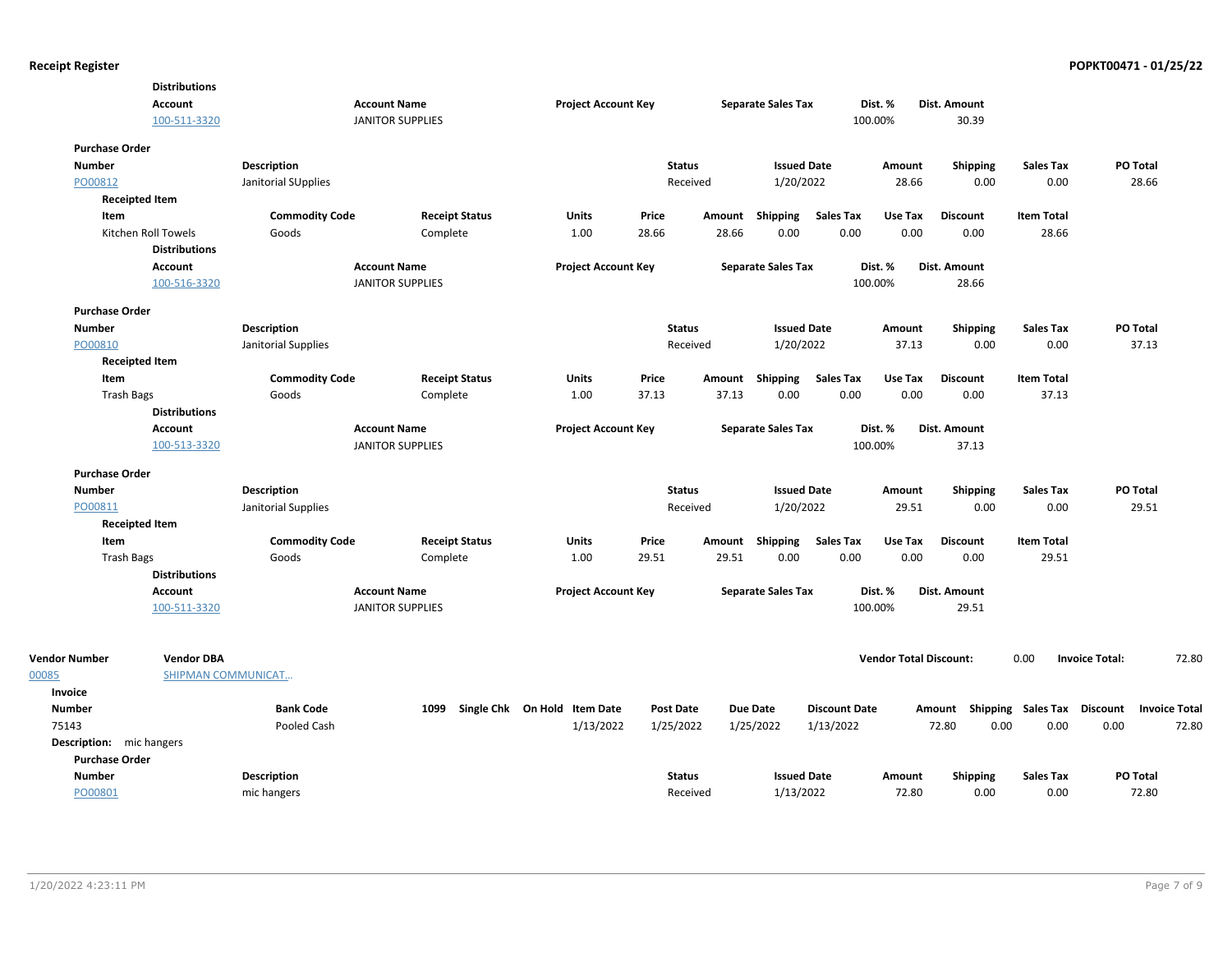**Distributions**

| Account | Account Name | Project Account Key | Separate Sales Tax | Dist. % | Dist. Amount |
|---|---|---|---|---|---|
| 100-511-3320 | JANITOR SUPPLIES | | | 100.00% | 30.39 |

**Purchase Order**

| Number | Description | Status | Issued Date | Amount | Shipping | Sales Tax | PO Total |
|---|---|---|---|---|---|---|---|
| PO00812 | Janitorial SUpplies | Received | 1/20/2022 | 28.66 | 0.00 | 0.00 | 28.66 |

**Receipted Item**

| Item | Commodity Code | Receipt Status | Units | Price | Amount | Shipping | Sales Tax | Use Tax | Discount | Item Total |
|---|---|---|---|---|---|---|---|---|---|---|
| Kitchen Roll Towels | Goods | Complete | 1.00 | 28.66 | 28.66 | 0.00 | 0.00 | 0.00 | 0.00 | 28.66 |

**Distributions**

| Account | Account Name | Project Account Key | Separate Sales Tax | Dist. % | Dist. Amount |
|---|---|---|---|---|---|
| 100-516-3320 | JANITOR SUPPLIES | | | 100.00% | 28.66 |

**Purchase Order**

| Number | Description | Status | Issued Date | Amount | Shipping | Sales Tax | PO Total |
|---|---|---|---|---|---|---|---|
| PO00810 | Janitorial Supplies | Received | 1/20/2022 | 37.13 | 0.00 | 0.00 | 37.13 |

**Receipted Item**

| Item | Commodity Code | Receipt Status | Units | Price | Amount | Shipping | Sales Tax | Use Tax | Discount | Item Total |
|---|---|---|---|---|---|---|---|---|---|---|
| Trash Bags | Goods | Complete | 1.00 | 37.13 | 37.13 | 0.00 | 0.00 | 0.00 | 0.00 | 37.13 |

**Distributions**

| Account | Account Name | Project Account Key | Separate Sales Tax | Dist. % | Dist. Amount |
|---|---|---|---|---|---|
| 100-513-3320 | JANITOR SUPPLIES | | | 100.00% | 37.13 |

**Purchase Order**

| Number | Description | Status | Issued Date | Amount | Shipping | Sales Tax | PO Total |
|---|---|---|---|---|---|---|---|
| PO00811 | Janitorial Supplies | Received | 1/20/2022 | 29.51 | 0.00 | 0.00 | 29.51 |

**Receipted Item**

| Item | Commodity Code | Receipt Status | Units | Price | Amount | Shipping | Sales Tax | Use Tax | Discount | Item Total |
|---|---|---|---|---|---|---|---|---|---|---|
| Trash Bags | Goods | Complete | 1.00 | 29.51 | 29.51 | 0.00 | 0.00 | 0.00 | 0.00 | 29.51 |

**Distributions**

| Account | Account Name | Project Account Key | Separate Sales Tax | Dist. % | Dist. Amount |
|---|---|---|---|---|---|
| 100-511-3320 | JANITOR SUPPLIES | | | 100.00% | 29.51 |

| Vendor Number | Vendor DBA | Vendor Total Discount: | Invoice Total: |
|---|---|---|---|
| 00085 | SHIPMAN COMMUNICAT... | 0.00 | 72.80 |

**Invoice**

| Number | Bank Code | 1099 | Single Chk | On Hold | Item Date | Post Date | Due Date | Discount Date | Amount | Shipping | Sales Tax | Discount | Invoice Total |
|---|---|---|---|---|---|---|---|---|---|---|---|---|---|
| 75143 | Pooled Cash | | | | 1/13/2022 | 1/25/2022 | 1/25/2022 | 1/13/2022 | 72.80 | 0.00 | 0.00 | 0.00 | 72.80 |

**Description:** mic hangers

**Purchase Order**

| Number | Description | Status | Issued Date | Amount | Shipping | Sales Tax | PO Total |
|---|---|---|---|---|---|---|---|
| PO00801 | mic hangers | Received | 1/13/2022 | 72.80 | 0.00 | 0.00 | 72.80 |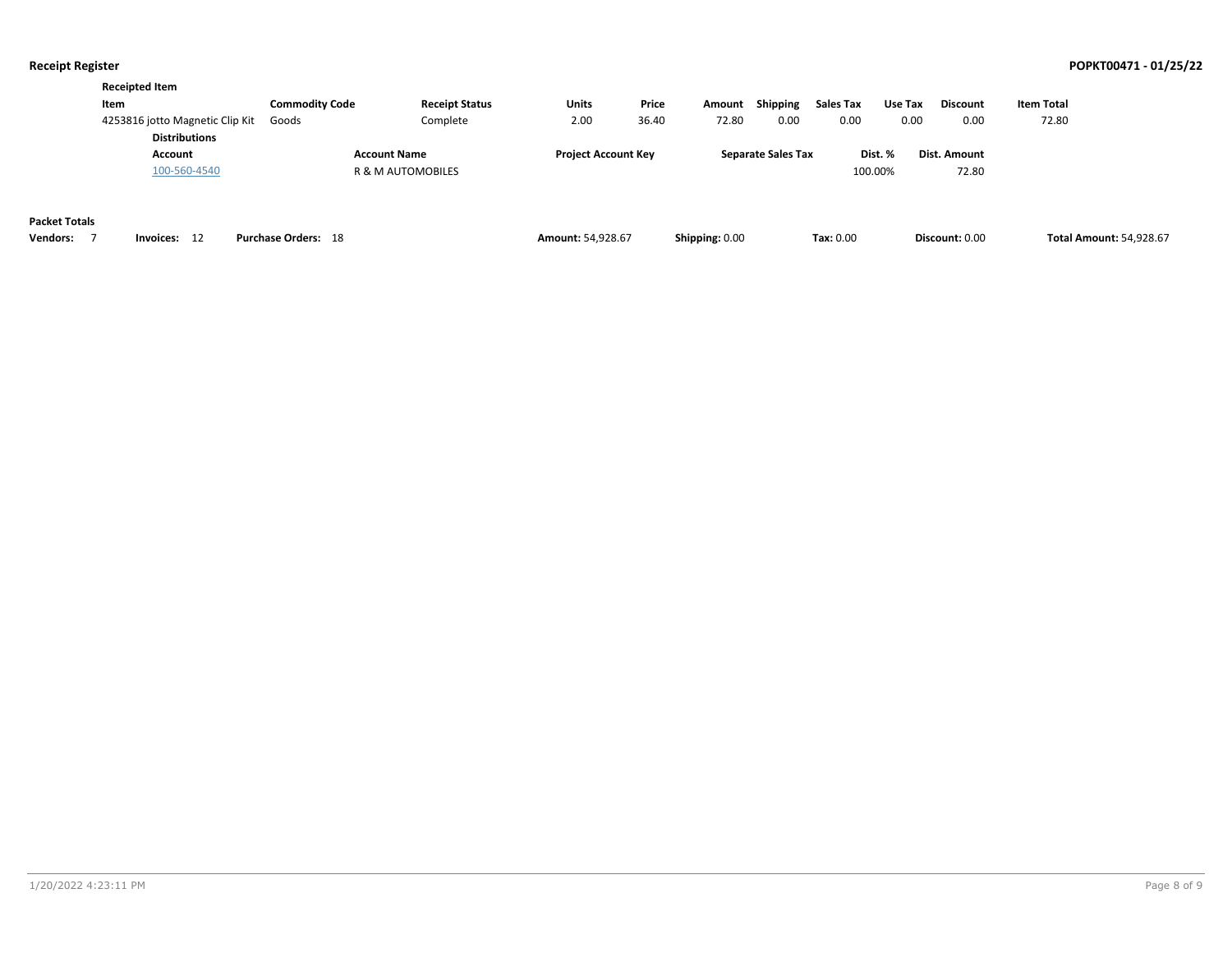**Receipt Register** **POPKT00471 - 01/25/22**

**Receipted Item**

| Item | Commodity Code | Receipt Status | Units | Price | Amount | Shipping | Sales Tax | Use Tax | Discount | Item Total |
|---|---|---|---|---|---|---|---|---|---|---|
| 4253816 jotto Magnetic Clip Kit | Goods | Complete | 2.00 | 36.40 | 72.80 | 0.00 | 0.00 | 0.00 | 0.00 | 72.80 |

**Distributions**

| Account | Account Name | Project Account Key | Separate Sales Tax | Dist. % | Dist. Amount |
|---|---|---|---|---|---|
| 100-560-4540 | R & M AUTOMOBILES | | | 100.00% | 72.80 |

**Packet Totals**

| Vendors: | Invoices: | Purchase Orders: | Amount: | Shipping: | Tax: | Discount: | Total Amount: |
|---|---|---|---|---|---|---|---|
| 7 | 12 | 18 | 54,928.67 | 0.00 | 0.00 | 0.00 | 54,928.67 |

1/20/2022 4:23:11 PM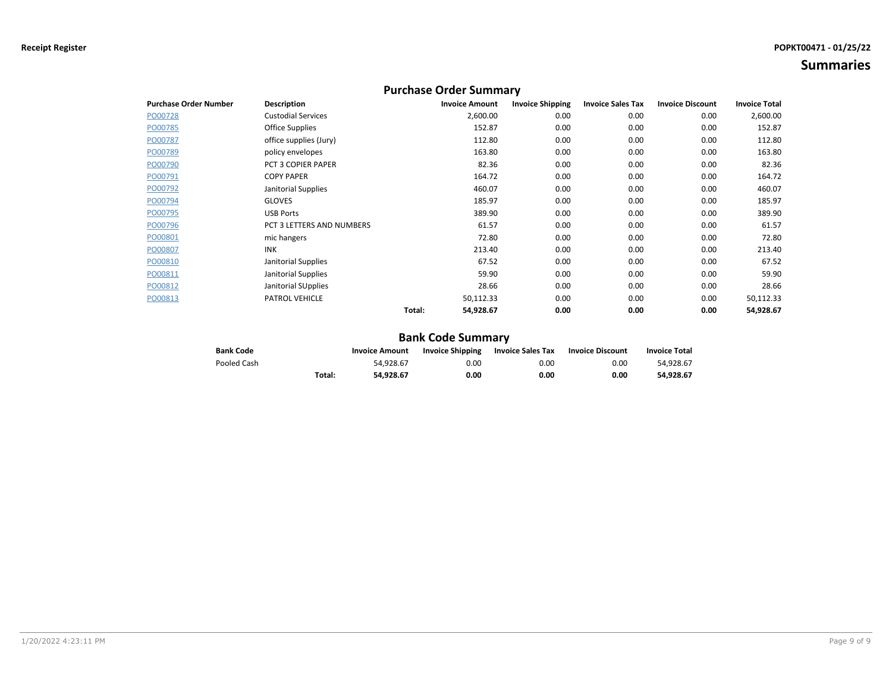Receipt Register

POPKT00471 - 01/25/22

# Summaries

## Purchase Order Summary

| Purchase Order Number | Description | | Invoice Amount | Invoice Shipping | Invoice Sales Tax | Invoice Discount | Invoice Total |
|---|---|---|---|---|---|---|---|
| PO00728 | Custodial Services | | 2,600.00 | 0.00 | 0.00 | 0.00 | 2,600.00 |
| PO00785 | Office Supplies | | 152.87 | 0.00 | 0.00 | 0.00 | 152.87 |
| PO00787 | office supplies (Jury) | | 112.80 | 0.00 | 0.00 | 0.00 | 112.80 |
| PO00789 | policy envelopes | | 163.80 | 0.00 | 0.00 | 0.00 | 163.80 |
| PO00790 | PCT 3 COPIER PAPER | | 82.36 | 0.00 | 0.00 | 0.00 | 82.36 |
| PO00791 | COPY PAPER | | 164.72 | 0.00 | 0.00 | 0.00 | 164.72 |
| PO00792 | Janitorial Supplies | | 460.07 | 0.00 | 0.00 | 0.00 | 460.07 |
| PO00794 | GLOVES | | 185.97 | 0.00 | 0.00 | 0.00 | 185.97 |
| PO00795 | USB Ports | | 389.90 | 0.00 | 0.00 | 0.00 | 389.90 |
| PO00796 | PCT 3 LETTERS AND NUMBERS | | 61.57 | 0.00 | 0.00 | 0.00 | 61.57 |
| PO00801 | mic hangers | | 72.80 | 0.00 | 0.00 | 0.00 | 72.80 |
| PO00807 | INK | | 213.40 | 0.00 | 0.00 | 0.00 | 213.40 |
| PO00810 | Janitorial Supplies | | 67.52 | 0.00 | 0.00 | 0.00 | 67.52 |
| PO00811 | Janitorial Supplies | | 59.90 | 0.00 | 0.00 | 0.00 | 59.90 |
| PO00812 | Janitorial SUpplies | | 28.66 | 0.00 | 0.00 | 0.00 | 28.66 |
| PO00813 | PATROL VEHICLE | | 50,112.33 | 0.00 | 0.00 | 0.00 | 50,112.33 |
| | | **Total:** | **54,928.67** | **0.00** | **0.00** | **0.00** | **54,928.67** |

## Bank Code Summary

| Bank Code | | Invoice Amount | Invoice Shipping | Invoice Sales Tax | Invoice Discount | Invoice Total |
|---|---|---|---|---|---|---|
| Pooled Cash | | 54,928.67 | 0.00 | 0.00 | 0.00 | 54,928.67 |
| | **Total:** | **54,928.67** | **0.00** | **0.00** | **0.00** | **54,928.67** |

1/20/2022 4:23:11 PM